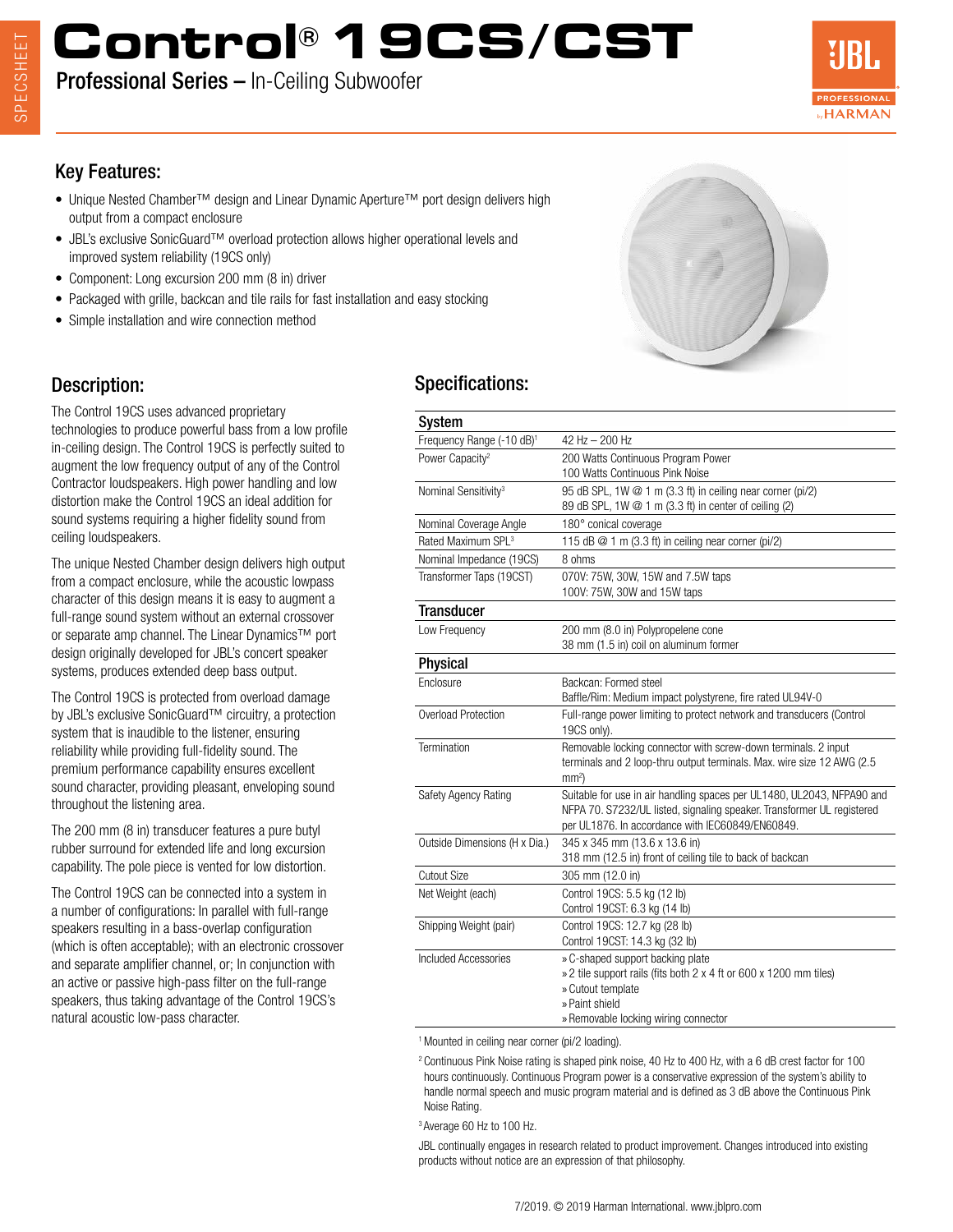# Control® 19CS/CST

**Professional Series –** In-Ceiling Subwoofer

## Key Features:

- Unique Nested Chamber™ design and Linear Dynamic Aperture™ port design delivers high output from a compact enclosure
- JBL's exclusive SonicGuard™ overload protection allows higher operational levels and improved system reliability (19CS only)
- Component: Long excursion 200 mm (8 in) driver
- Packaged with grille, backcan and tile rails for fast installation and easy stocking
- Simple installation and wire connection method

## Description:

The Control 19CS uses advanced proprietary technologies to produce powerful bass from a low profile in-ceiling design. The Control 19CS is perfectly suited to augment the low frequency output of any of the Control Contractor loudspeakers. High power handling and low distortion make the Control 19CS an ideal addition for sound systems requiring a higher fidelity sound from ceiling loudspeakers.

The unique Nested Chamber design delivers high output from a compact enclosure, while the acoustic lowpass character of this design means it is easy to augment a full-range sound system without an external crossover or separate amp channel. The Linear Dynamics™ port design originally developed for JBL's concert speaker systems, produces extended deep bass output.

The Control 19CS is protected from overload damage by JBL's exclusive SonicGuard™ circuitry, a protection system that is inaudible to the listener, ensuring reliability while providing full-fidelity sound. The premium performance capability ensures excellent sound character, providing pleasant, enveloping sound throughout the listening area.

The 200 mm (8 in) transducer features a pure butyl rubber surround for extended life and long excursion capability. The pole piece is vented for low distortion.

The Control 19CS can be connected into a system in a number of configurations: In parallel with full-range speakers resulting in a bass-overlap configuration (which is often acceptable); with an electronic crossover and separate amplifier channel, or; In conjunction with an active or passive high-pass filter on the full-range speakers, thus taking advantage of the Control 19CS's natural acoustic low-pass character.

## Specifications:

| **System** | |
|---|---|
| Frequency Range (-10 dB)[1] | 42 Hz – 200 Hz |
| Power Capacity[2] | 200 Watts Continuous Program Power<br>100 Watts Continuous Pink Noise |
| Nominal Sensitivity[3] | 95 dB SPL, 1W @ 1 m (3.3 ft) in ceiling near corner (pi/2)<br>89 dB SPL, 1W @ 1 m (3.3 ft) in center of ceiling (2) |
| Nominal Coverage Angle | 180° conical coverage |
| Rated Maximum SPL[3] | 115 dB @ 1 m (3.3 ft) in ceiling near corner (pi/2) |
| Nominal Impedance (19CS) | 8 ohms |
| Transformer Taps (19CST) | 070V: 75W, 30W, 15W and 7.5W taps<br>100V: 75W, 30W and 15W taps |
| **Transducer** | |
| Low Frequency | 200 mm (8.0 in) Polypropelene cone<br>38 mm (1.5 in) coil on aluminum former |
| **Physical** | |
| Enclosure | Backcan: Formed steel<br>Baffle/Rim: Medium impact polystyrene, fire rated UL94V-0 |
| Overload Protection | Full-range power limiting to protect network and transducers (Control 19CS only). |
| Termination | Removable locking connector with screw-down terminals. 2 input terminals and 2 loop-thru output terminals. Max. wire size 12 AWG (2.5 $mm^2$) |
| Safety Agency Rating | Suitable for use in air handling spaces per UL1480, UL2043, NFPA90 and NFPA 70. S7232/UL listed, signaling speaker. Transformer UL registered per UL1876. In accordance with IEC60849/EN60849. |
| Outside Dimensions (H x Dia.) | 345 x 345 mm (13.6 x 13.6 in)<br>318 mm (12.5 in) front of ceiling tile to back of backcan |
| Cutout Size | 305 mm (12.0 in) |
| Net Weight (each) | Control 19CS: 5.5 kg (12 lb)<br>Control 19CST: 6.3 kg (14 lb) |
| Shipping Weight (pair) | Control 19CS: 12.7 kg (28 lb)<br>Control 19CST: 14.3 kg (32 lb) |
| Included Accessories | » C-shaped support backing plate<br>» 2 tile support rails (fits both 2 x 4 ft or 600 x 1200 mm tiles)<br>» Cutout template<br>» Paint shield<br>» Removable locking wiring connector |

[1] Mounted in ceiling near corner (pi/2 loading).

[2] Continuous Pink Noise rating is shaped pink noise, 40 Hz to 400 Hz, with a 6 dB crest factor for 100 hours continuously. Continuous Program power is a conservative expression of the system's ability to handle normal speech and music program material and is defined as 3 dB above the Continuous Pink Noise Rating.

[3] Average 60 Hz to 100 Hz.

JBL continually engages in research related to product improvement. Changes introduced into existing products without notice are an expression of that philosophy.

7/2019. © 2019 Harman International. www.jblpro.com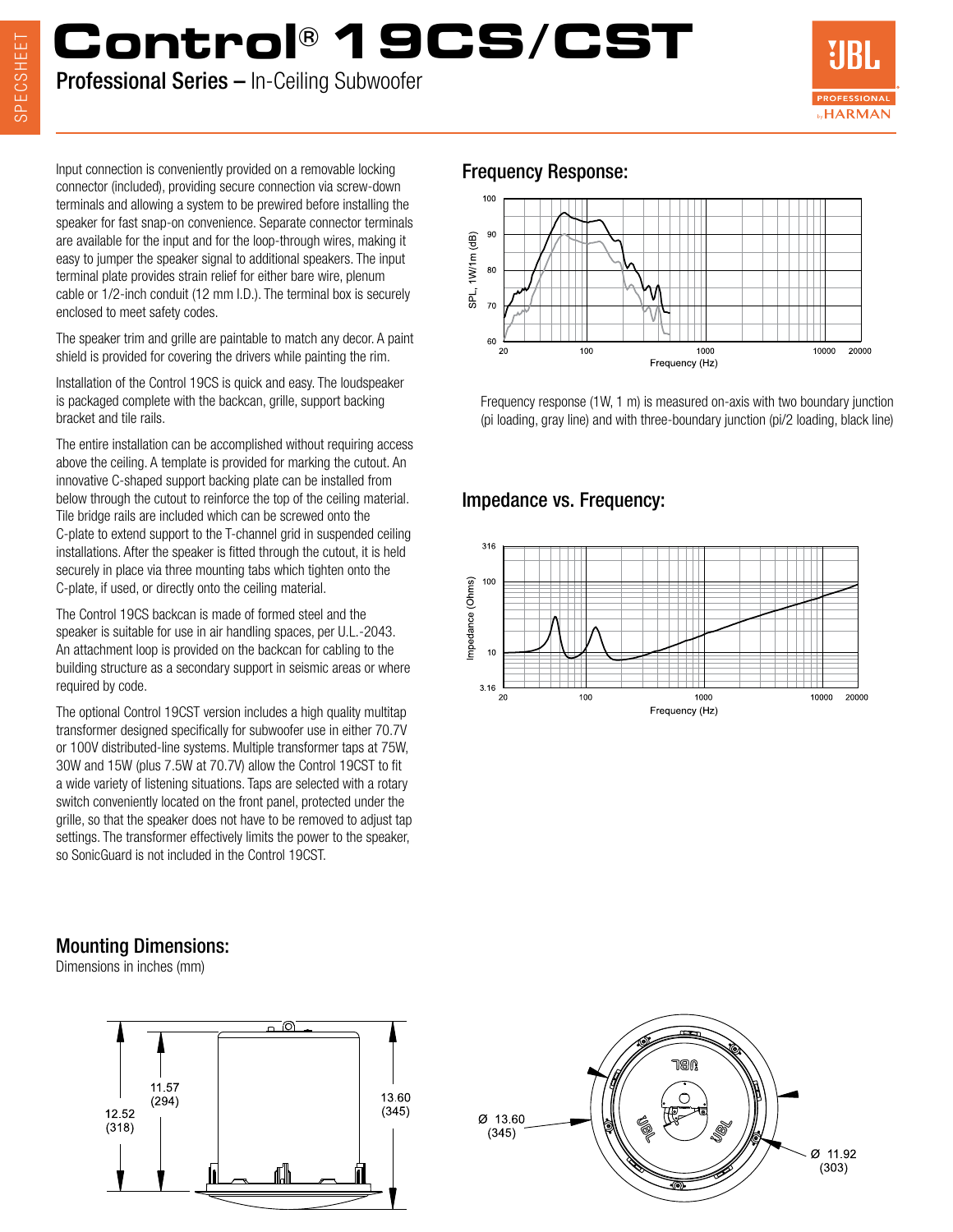# Control® 19CS/CST

**Professional Series –** In-Ceiling Subwoofer

Input connection is conveniently provided on a removable locking connector (included), providing secure connection via screw-down terminals and allowing a system to be prewired before installing the speaker for fast snap-on convenience. Separate connector terminals are available for the input and for the loop-through wires, making it easy to jumper the speaker signal to additional speakers. The input terminal plate provides strain relief for either bare wire, plenum cable or 1/2-inch conduit (12 mm I.D.). The terminal box is securely enclosed to meet safety codes.

The speaker trim and grille are paintable to match any decor. A paint shield is provided for covering the drivers while painting the rim.

The installation of the Control 19CS is quick and easy. The loudspeaker is packaged complete with the backcan, grille, support backing bracket and tile rails.

The entire installation can be accomplished without requiring access above the ceiling. A template is provided for marking the cutout. An innovative C-shaped support backing plate can be installed from below through the cutout to reinforce the top of the ceiling material. Tile bridge rails are included which can be screwed onto the C-plate to extend support to the T-channel grid in suspended ceiling installations. After the speaker is fitted through the cutout, it is held securely in place via three mounting tabs which tighten onto the C-plate, if used, or directly onto the ceiling material.

The Control 19CS backcan is made of formed steel and the speaker is suitable for use in air handling spaces, per U.L.-2043. An attachment loop is provided on the backcan for cabling to the building structure as a secondary support in seismic areas or where required by code.

The optional Control 19CST version includes a high quality multitap transformer designed specifically for subwoofer use in either 70.7V or 100V distributed-line systems. Multiple transformer taps at 75W, 30W and 15W (plus 7.5W at 70.7V) allow the Control 19CST to fit a wide variety of listening situations. Taps are selected with a rotary switch conveniently located on the front panel, protected under the grille, so that the speaker does not have to be removed to adjust tap settings. The transformer effectively limits the power to the speaker, so SonicGuard is not included in the Control 19CST.

## Frequency Response:

Frequency response (1W, 1 m) is measured on-axis with two boundary junction (pi loading, gray line) and with three-boundary junction (pi/2 loading, black line)

## Impedance vs. Frequency:

## Mounting Dimensions:

Dimensions in inches (mm)

12.52 (318)
11.57 (294)
13.60 (345)
Ø 13.60 (345)
Ø 11.92 (303)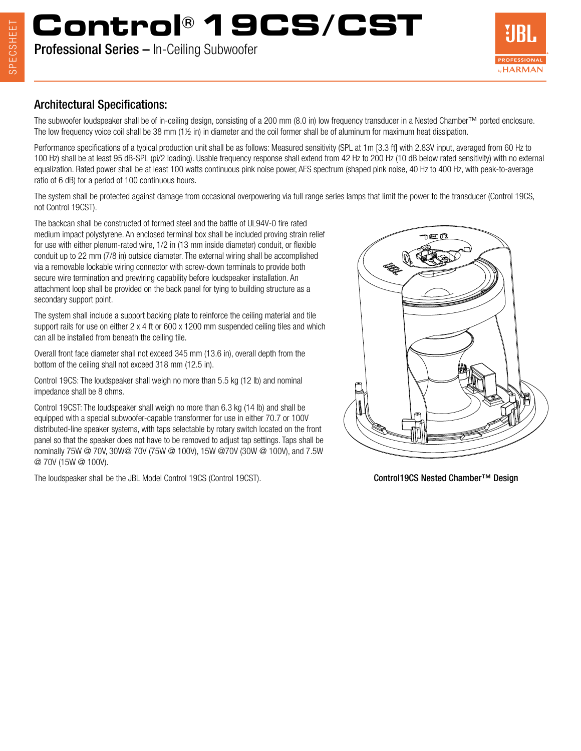# Control® 19CS/CST

Professional Series – In-Ceiling Subwoofer

## Architectural Specifications:

The subwoofer loudspeaker shall be of in-ceiling design, consisting of a 200 mm (8.0 in) low frequency transducer in a Nested Chamber™ ported enclosure. The low frequency voice coil shall be 38 mm (1½ in) in diameter and the coil former shall be of aluminum for maximum heat dissipation.

Performance specifications of a typical production unit shall be as follows: Measured sensitivity (SPL at 1m [3.3 ft] with 2.83V input, averaged from 60 Hz to 100 Hz) shall be at least 95 dB-SPL (pi/2 loading). Usable frequency response shall extend from 42 Hz to 200 Hz (10 dB below rated sensitivity) with no external equalization. Rated power shall be at least 100 watts continuous pink noise power, AES spectrum (shaped pink noise, 40 Hz to 400 Hz, with peak-to-average ratio of 6 dB) for a period of 100 continuous hours.

The system shall be protected against damage from occasional overpowering via full range series lamps that limit the power to the transducer (Control 19CS, not Control 19CST).

The backcan shall be constructed of formed steel and the baffle of UL94V-0 fire rated medium impact polystyrene. An enclosed terminal box shall be included proving strain relief for use with either plenum-rated wire, 1/2 in (13 mm inside diameter) conduit, or flexible conduit up to 22 mm (7/8 in) outside diameter. The external wiring shall be accomplished via a removable lockable wiring connector with screw-down terminals to provide both secure wire termination and prewiring capability before loudspeaker installation. An attachment loop shall be provided on the back panel for tying to building structure as a secondary support point.

The system shall include a support backing plate to reinforce the ceiling material and tile support rails for use on either 2 x 4 ft or 600 x 1200 mm suspended ceiling tiles and which can all be installed from beneath the ceiling tile.

Overall front face diameter shall not exceed 345 mm (13.6 in), overall depth from the bottom of the ceiling shall not exceed 318 mm (12.5 in).

Control 19CS: The loudspeaker shall weigh no more than 5.5 kg (12 lb) and nominal impedance shall be 8 ohms.

Control 19CST: The loudspeaker shall weigh no more than 6.3 kg (14 lb) and shall be equipped with a special subwoofer-capable transformer for use in either 70.7 or 100V distributed-line speaker systems, with taps selectable by rotary switch located on the front panel so that the speaker does not have to be removed to adjust tap settings. Taps shall be nominally 75W @ 70V, 30W@ 70V (75W @ 100V), 15W @70V (30W @ 100V), and 7.5W @ 70V (15W @ 100V).

The loudspeaker shall be the JBL Model Control 19CS (Control 19CST).

Control19CS Nested Chamber™ Design